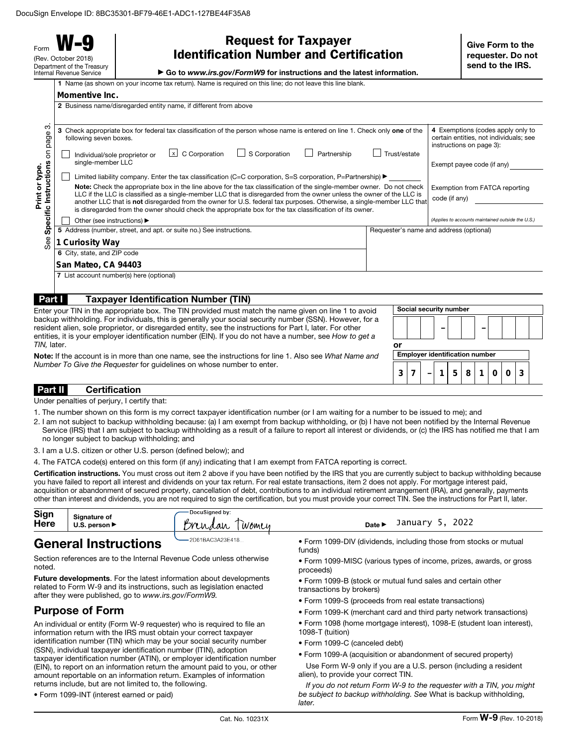DocuSign Envelope ID: 8BC35301-BF79-46E1-ADC1-127BE44F35A8

Form **W-9**
(Rev. October 2018)
Department of the Treasury
Internal Revenue Service

# Request for Taxpayer Identification Number and Certification

▶ Go to *www.irs.gov/FormW9* for instructions and the latest information.

**Give Form to the requester. Do not send to the IRS.**

**Print or type.** See **Specific Instructions** on page 3.

**1** Name (as shown on your income tax return). Name is required on this line; do not leave this line blank.

**Momentive Inc.**

**2** Business name/disregarded entity name, if different from above

**3** Check appropriate box for federal tax classification of the person whose name is entered on line 1. Check only **one** of the following seven boxes.

- [ ] Individual/sole proprietor or single-member LLC
- [x] C Corporation
- [ ] S Corporation
- [ ] Partnership
- [ ] Trust/estate
- [ ] Limited liability company. Enter the tax classification (C=C corporation, S=S corporation, P=Partnership) ▶

**Note:** Check the appropriate box in the line above for the tax classification of the single-member owner. Do not check LLC if the LLC is classified as a single-member LLC that is disregarded from the owner unless the owner of the LLC is another LLC that is **not** disregarded from the owner for U.S. federal tax purposes. Otherwise, a single-member LLC that is disregarded from the owner should check the appropriate box for the tax classification of its owner.

- [ ] Other (see instructions) ▶

**4** Exemptions (codes apply only to certain entities, not individuals; see instructions on page 3):

Exempt payee code (if any)

Exemption from FATCA reporting code (if any)

*(Applies to accounts maintained outside the U.S.)*

**5** Address (number, street, and apt. or suite no.) See instructions.

**1 Curiosity Way**

Requester's name and address (optional)

**6** City, state, and ZIP code

**San Mateo, CA 94403**

**7** List account number(s) here (optional)

## Part I Taxpayer Identification Number (TIN)

Enter your TIN in the appropriate box. The TIN provided must match the name given on line 1 to avoid backup withholding. For individuals, this is generally your social security number (SSN). However, for a resident alien, sole proprietor, or disregarded entity, see the instructions for Part I, later. For other entities, it is your employer identification number (EIN). If you do not have a number, see *How to get a TIN,* later.

**Note:** If the account is in more than one name, see the instructions for line 1. Also see *What Name and Number To Give the Requester* for guidelines on whose number to enter.

**Social security number**

– –

or

**Employer identification number**

**37 – 1581003**

## Part II Certification

Under penalties of perjury, I certify that:

1. The number shown on this form is my correct taxpayer identification number (or I am waiting for a number to be issued to me); and
2. I am not subject to backup withholding because: (a) I am exempt from backup withholding, or (b) I have not been notified by the Internal Revenue Service (IRS) that I am subject to backup withholding as a result of a failure to report all interest or dividends, or (c) the IRS has notified me that I am no longer subject to backup withholding; and
3. I am a U.S. citizen or other U.S. person (defined below); and
4. The FATCA code(s) entered on this form (if any) indicating that I am exempt from FATCA reporting is correct.

**Certification instructions.** You must cross out item 2 above if you have been notified by the IRS that you are currently subject to backup withholding because you have failed to report all interest and dividends on your tax return. For real estate transactions, item 2 does not apply. For mortgage interest paid, acquisition or abandonment of secured property, cancellation of debt, contributions to an individual retirement arrangement (IRA), and generally, payments other than interest and dividends, you are not required to sign the certification, but you must provide your correct TIN. See the instructions for Part II, later.

**Sign Here** Signature of U.S. person ▶ DocuSigned by: Brendan Twomey 2D61BAC3A23E418 Date ▶ January 5, 2022

# General Instructions

Section references are to the Internal Revenue Code unless otherwise noted.

**Future developments**. For the latest information about developments related to Form W-9 and its instructions, such as legislation enacted after they were published, go to *www.irs.gov/FormW9.*

## Purpose of Form

An individual or entity (Form W-9 requester) who is required to file an information return with the IRS must obtain your correct taxpayer identification number (TIN) which may be your social security number (SSN), individual taxpayer identification number (ITIN), adoption taxpayer identification number (ATIN), or employer identification number (EIN), to report on an information return the amount paid to you, or other amount reportable on an information return. Examples of information returns include, but are not limited to, the following.

- Form 1099-INT (interest earned or paid)
- Form 1099-DIV (dividends, including those from stocks or mutual funds)
- Form 1099-MISC (various types of income, prizes, awards, or gross proceeds)
- Form 1099-B (stock or mutual fund sales and certain other transactions by brokers)
- Form 1099-S (proceeds from real estate transactions)
- Form 1099-K (merchant card and third party network transactions)
- Form 1098 (home mortgage interest), 1098-E (student loan interest), 1098-T (tuition)
- Form 1099-C (canceled debt)
- Form 1099-A (acquisition or abandonment of secured property)

Use Form W-9 only if you are a U.S. person (including a resident alien), to provide your correct TIN.

*If you do not return Form W-9 to the requester with a TIN, you might be subject to backup withholding. See* What is backup withholding, *later.*

Cat. No. 10231X Form **W-9** (Rev. 10-2018)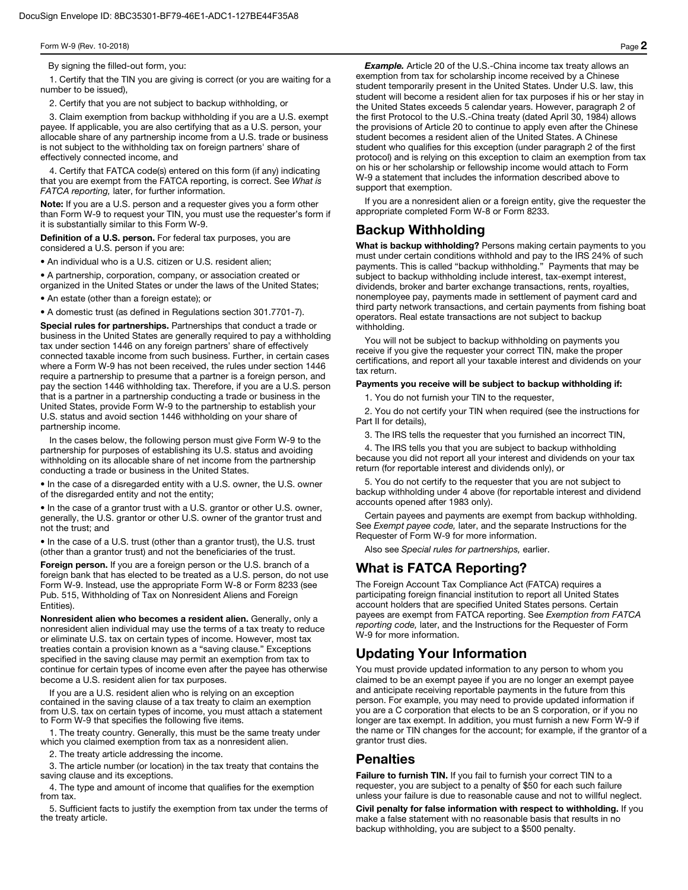By signing the filled-out form, you:

1. Certify that the TIN you are giving is correct (or you are waiting for a number to be issued),

2. Certify that you are not subject to backup withholding, or

3. Claim exemption from backup withholding if you are a U.S. exempt payee. If applicable, you are also certifying that as a U.S. person, your allocable share of any partnership income from a U.S. trade or business is not subject to the withholding tax on foreign partners' share of effectively connected income, and

4. Certify that FATCA code(s) entered on this form (if any) indicating that you are exempt from the FATCA reporting, is correct. See *What is FATCA reporting,* later, for further information.

**Note:** If you are a U.S. person and a requester gives you a form other than Form W-9 to request your TIN, you must use the requester's form if it is substantially similar to this Form W-9.

**Definition of a U.S. person.** For federal tax purposes, you are considered a U.S. person if you are:

- An individual who is a U.S. citizen or U.S. resident alien;
- A partnership, corporation, company, or association created or organized in the United States or under the laws of the United States;
- An estate (other than a foreign estate); or
- A domestic trust (as defined in Regulations section 301.7701-7).

**Special rules for partnerships.** Partnerships that conduct a trade or business in the United States are generally required to pay a withholding tax under section 1446 on any foreign partners' share of effectively connected taxable income from such business. Further, in certain cases where a Form W-9 has not been received, the rules under section 1446 require a partnership to presume that a partner is a foreign person, and pay the section 1446 withholding tax. Therefore, if you are a U.S. person that is a partner in a partnership conducting a trade or business in the United States, provide Form W-9 to the partnership to establish your U.S. status and avoid section 1446 withholding on your share of partnership income.

In the cases below, the following person must give Form W-9 to the partnership for purposes of establishing its U.S. status and avoiding withholding on its allocable share of net income from the partnership conducting a trade or business in the United States.

- In the case of a disregarded entity with a U.S. owner, the U.S. owner of the disregarded entity and not the entity;
- In the case of a grantor trust with a U.S. grantor or other U.S. owner, generally, the U.S. grantor or other U.S. owner of the grantor trust and not the trust; and
- In the case of a U.S. trust (other than a grantor trust), the U.S. trust (other than a grantor trust) and not the beneficiaries of the trust.

**Foreign person.** If you are a foreign person or the U.S. branch of a foreign bank that has elected to be treated as a U.S. person, do not use Form W-9. Instead, use the appropriate Form W-8 or Form 8233 (see Pub. 515, Withholding of Tax on Nonresident Aliens and Foreign Entities).

**Nonresident alien who becomes a resident alien.** Generally, only a nonresident alien individual may use the terms of a tax treaty to reduce or eliminate U.S. tax on certain types of income. However, most tax treaties contain a provision known as a "saving clause." Exceptions specified in the saving clause may permit an exemption from tax to continue for certain types of income even after the payee has otherwise become a U.S. resident alien for tax purposes.

If you are a U.S. resident alien who is relying on an exception contained in the saving clause of a tax treaty to claim an exemption from U.S. tax on certain types of income, you must attach a statement to Form W-9 that specifies the following five items.

1. The treaty country. Generally, this must be the same treaty under which you claimed exemption from tax as a nonresident alien.

2. The treaty article addressing the income.

3. The article number (or location) in the tax treaty that contains the saving clause and its exceptions.

4. The type and amount of income that qualifies for the exemption from tax.

5. Sufficient facts to justify the exemption from tax under the terms of the treaty article.

***Example.*** Article 20 of the U.S.-China income tax treaty allows an exemption from tax for scholarship income received by a Chinese student temporarily present in the United States. Under U.S. law, this student will become a resident alien for tax purposes if his or her stay in the United States exceeds 5 calendar years. However, paragraph 2 of the first Protocol to the U.S.-China treaty (dated April 30, 1984) allows the provisions of Article 20 to continue to apply even after the Chinese student becomes a resident alien of the United States. A Chinese student who qualifies for this exception (under paragraph 2 of the first protocol) and is relying on this exception to claim an exemption from tax on his or her scholarship or fellowship income would attach to Form W-9 a statement that includes the information described above to support that exemption.

If you are a nonresident alien or a foreign entity, give the requester the appropriate completed Form W-8 or Form 8233.

## Backup Withholding

**What is backup withholding?** Persons making certain payments to you must under certain conditions withhold and pay to the IRS 24% of such payments. This is called "backup withholding." Payments that may be subject to backup withholding include interest, tax-exempt interest, dividends, broker and barter exchange transactions, rents, royalties, nonemployee pay, payments made in settlement of payment card and third party network transactions, and certain payments from fishing boat operators. Real estate transactions are not subject to backup withholding.

You will not be subject to backup withholding on payments you receive if you give the requester your correct TIN, make the proper certifications, and report all your taxable interest and dividends on your tax return.

**Payments you receive will be subject to backup withholding if:**

1. You do not furnish your TIN to the requester,

2. You do not certify your TIN when required (see the instructions for Part II for details),

3. The IRS tells the requester that you furnished an incorrect TIN,

4. The IRS tells you that you are subject to backup withholding because you did not report all your interest and dividends on your tax return (for reportable interest and dividends only), or

5. You do not certify to the requester that you are not subject to backup withholding under 4 above (for reportable interest and dividend accounts opened after 1983 only).

Certain payees and payments are exempt from backup withholding. See *Exempt payee code,* later, and the separate Instructions for the Requester of Form W-9 for more information.

Also see *Special rules for partnerships,* earlier.

## What is FATCA Reporting?

The Foreign Account Tax Compliance Act (FATCA) requires a participating foreign financial institution to report all United States account holders that are specified United States persons. Certain payees are exempt from FATCA reporting. See *Exemption from FATCA reporting code,* later, and the Instructions for the Requester of Form W-9 for more information.

## Updating Your Information

You must provide updated information to any person to whom you claimed to be an exempt payee if you are no longer an exempt payee and anticipate receiving reportable payments in the future from this person. For example, you may need to provide updated information if you are a C corporation that elects to be an S corporation, or if you no longer are tax exempt. In addition, you must furnish a new Form W-9 if the name or TIN changes for the account; for example, if the grantor of a grantor trust dies.

## Penalties

**Failure to furnish TIN.** If you fail to furnish your correct TIN to a requester, you are subject to a penalty of $50 for each such failure unless your failure is due to reasonable cause and not to willful neglect.

**Civil penalty for false information with respect to withholding.** If you make a false statement with no reasonable basis that results in no backup withholding, you are subject to a $500 penalty.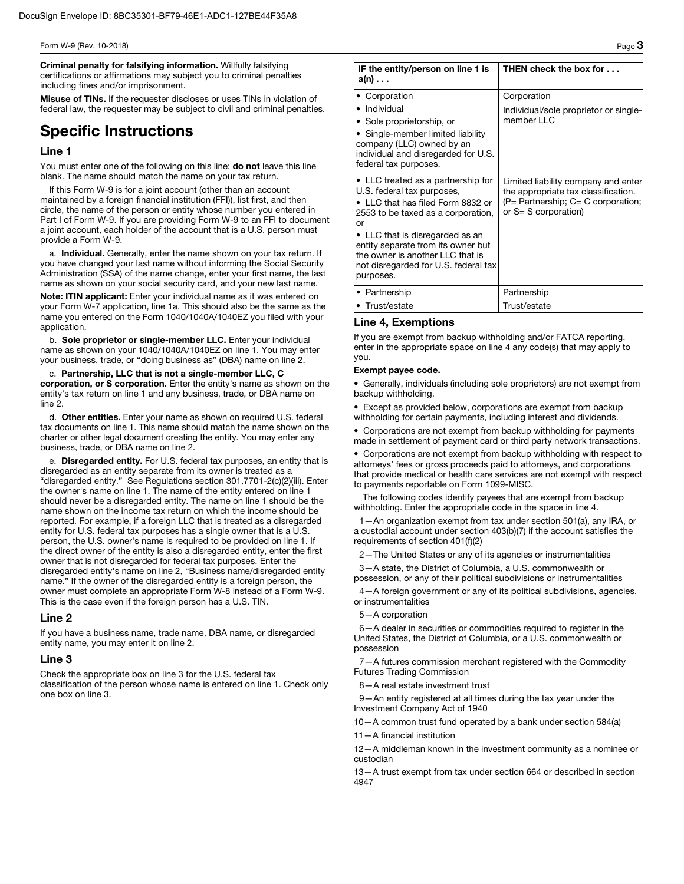**Criminal penalty for falsifying information.** Willfully falsifying certifications or affirmations may subject you to criminal penalties including fines and/or imprisonment.

**Misuse of TINs.** If the requester discloses or uses TINs in violation of federal law, the requester may be subject to civil and criminal penalties.

# Specific Instructions

## Line 1

You must enter one of the following on this line; **do not** leave this line blank. The name should match the name on your tax return.

If this Form W-9 is for a joint account (other than an account maintained by a foreign financial institution (FFI)), list first, and then circle, the name of the person or entity whose number you entered in Part I of Form W-9. If you are providing Form W-9 to an FFI to document a joint account, each holder of the account that is a U.S. person must provide a Form W-9.

a. **Individual.** Generally, enter the name shown on your tax return. If you have changed your last name without informing the Social Security Administration (SSA) of the name change, enter your first name, the last name as shown on your social security card, and your new last name.

**Note: ITIN applicant:** Enter your individual name as it was entered on your Form W-7 application, line 1a. This should also be the same as the name you entered on the Form 1040/1040A/1040EZ you filed with your application.

b. **Sole proprietor or single-member LLC.** Enter your individual name as shown on your 1040/1040A/1040EZ on line 1. You may enter your business, trade, or "doing business as" (DBA) name on line 2.

c. **Partnership, LLC that is not a single-member LLC, C corporation, or S corporation.** Enter the entity's name as shown on the entity's tax return on line 1 and any business, trade, or DBA name on line 2.

d. **Other entities.** Enter your name as shown on required U.S. federal tax documents on line 1. This name should match the name shown on the charter or other legal document creating the entity. You may enter any business, trade, or DBA name on line 2.

e. **Disregarded entity.** For U.S. federal tax purposes, an entity that is disregarded as an entity separate from its owner is treated as a "disregarded entity." See Regulations section 301.7701-2(c)(2)(iii). Enter the owner's name on line 1. The name of the entity entered on line 1 should never be a disregarded entity. The name on line 1 should be the name shown on the income tax return on which the income should be reported. For example, if a foreign LLC that is treated as a disregarded entity for U.S. federal tax purposes has a single owner that is a U.S. person, the U.S. owner's name is required to be provided on line 1. If the direct owner of the entity is also a disregarded entity, enter the first owner that is not disregarded for federal tax purposes. Enter the disregarded entity's name on line 2, "Business name/disregarded entity name." If the owner of the disregarded entity is a foreign person, the owner must complete an appropriate Form W-8 instead of a Form W-9. This is the case even if the foreign person has a U.S. TIN.

## Line 2

If you have a business name, trade name, DBA name, or disregarded entity name, you may enter it on line 2.

## Line 3

Check the appropriate box on line 3 for the U.S. federal tax classification of the person whose name is entered on line 1. Check only one box on line 3.

| IF the entity/person on line 1 is a(n) . . . | THEN check the box for . . . |
|---|---|
| • Corporation | Corporation |
| • Individual<br>• Sole proprietorship, or<br>• Single-member limited liability company (LLC) owned by an individual and disregarded for U.S. federal tax purposes. | Individual/sole proprietor or single-member LLC |
| • LLC treated as a partnership for U.S. federal tax purposes,<br>• LLC that has filed Form 8832 or 2553 to be taxed as a corporation, or<br>• LLC that is disregarded as an entity separate from its owner but the owner is another LLC that is not disregarded for U.S. federal tax purposes. | Limited liability company and enter the appropriate tax classification. (P= Partnership; C= C corporation; or S= S corporation) |
| • Partnership | Partnership |
| • Trust/estate | Trust/estate |

## Line 4, Exemptions

If you are exempt from backup withholding and/or FATCA reporting, enter in the appropriate space on line 4 any code(s) that may apply to you.

**Exempt payee code.**

- Generally, individuals (including sole proprietors) are not exempt from backup withholding.
- Except as provided below, corporations are exempt from backup withholding for certain payments, including interest and dividends.
- Corporations are not exempt from backup withholding for payments made in settlement of payment card or third party network transactions.
- Corporations are not exempt from backup withholding with respect to attorneys' fees or gross proceeds paid to attorneys, and corporations that provide medical or health care services are not exempt with respect to payments reportable on Form 1099-MISC.

The following codes identify payees that are exempt from backup withholding. Enter the appropriate code in the space in line 4.

1—An organization exempt from tax under section 501(a), any IRA, or a custodial account under section 403(b)(7) if the account satisfies the requirements of section 401(f)(2)

2—The United States or any of its agencies or instrumentalities

3—A state, the District of Columbia, a U.S. commonwealth or possession, or any of their political subdivisions or instrumentalities

4—A foreign government or any of its political subdivisions, agencies, or instrumentalities

5—A corporation

6—A dealer in securities or commodities required to register in the United States, the District of Columbia, or a U.S. commonwealth or possession

7—A futures commission merchant registered with the Commodity Futures Trading Commission

8—A real estate investment trust

9—An entity registered at all times during the tax year under the Investment Company Act of 1940

10—A common trust fund operated by a bank under section 584(a)

11—A financial institution

12—A middleman known in the investment community as a nominee or custodian

13—A trust exempt from tax under section 664 or described in section 4947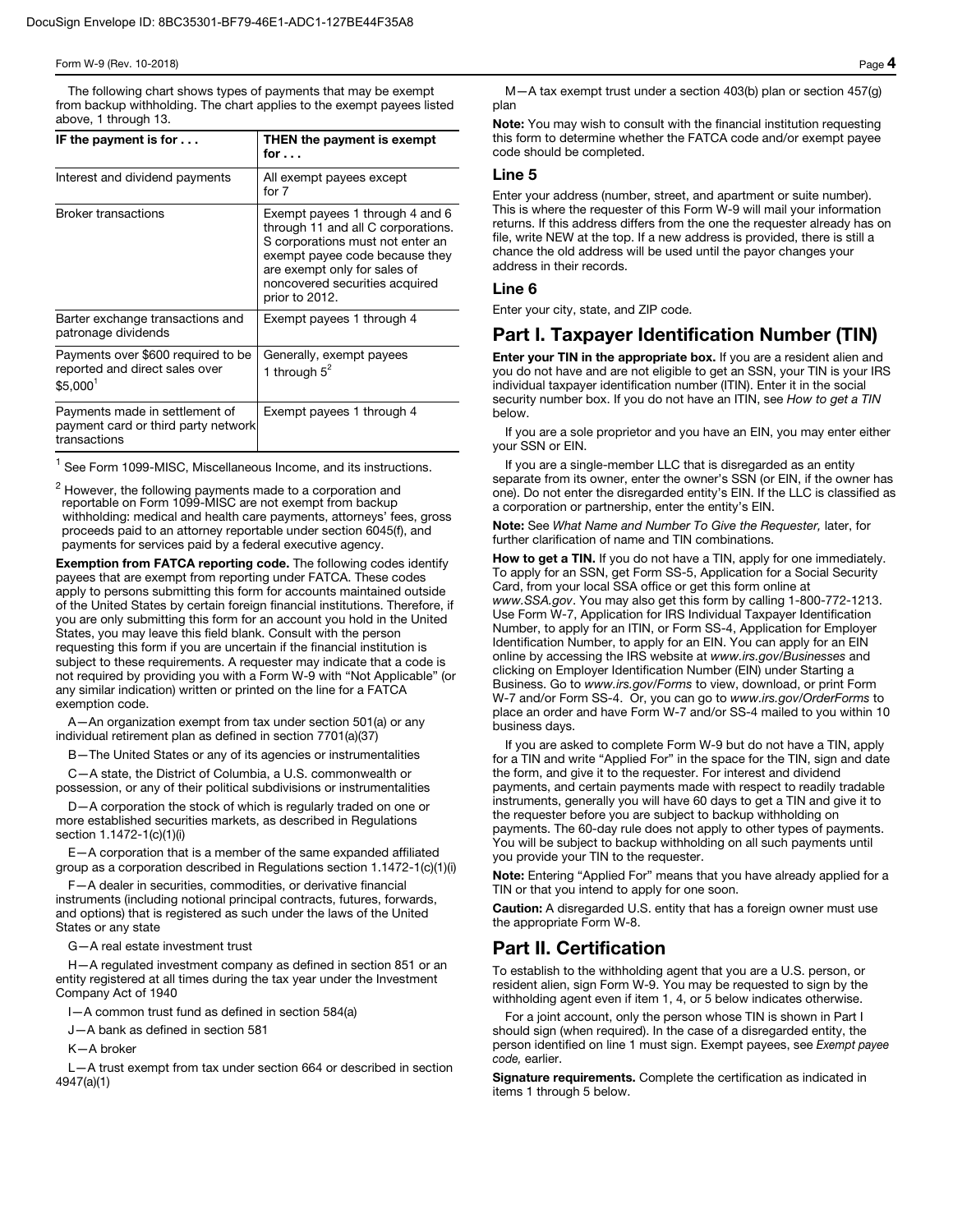The following chart shows types of payments that may be exempt from backup withholding. The chart applies to the exempt payees listed above, 1 through 13.

| **IF the payment is for . . .** | **THEN the payment is exempt for . . .** |
|---|---|
| Interest and dividend payments | All exempt payees except for 7 |
| Broker transactions | Exempt payees 1 through 4 and 6 through 11 and all C corporations. S corporations must not enter an exempt payee code because they are exempt only for sales of noncovered securities acquired prior to 2012. |
| Barter exchange transactions and patronage dividends | Exempt payees 1 through 4 |
| Payments over $600 required to be reported and direct sales over $5,000[1] | Generally, exempt payees 1 through 5[2] |
| Payments made in settlement of payment card or third party network transactions | Exempt payees 1 through 4 |

[1] See Form 1099-MISC, Miscellaneous Income, and its instructions.

[2] However, the following payments made to a corporation and reportable on Form 1099-MISC are not exempt from backup withholding: medical and health care payments, attorneys' fees, gross proceeds paid to an attorney reportable under section 6045(f), and payments for services paid by a federal executive agency.

**Exemption from FATCA reporting code.** The following codes identify payees that are exempt from reporting under FATCA. These codes apply to persons submitting this form for accounts maintained outside of the United States by certain foreign financial institutions. Therefore, if you are only submitting this form for an account you hold in the United States, you may leave this field blank. Consult with the person requesting this form if you are uncertain if the financial institution is subject to these requirements. A requester may indicate that a code is not required by providing you with a Form W-9 with "Not Applicable" (or any similar indication) written or printed on the line for a FATCA exemption code.

A—An organization exempt from tax under section 501(a) or any individual retirement plan as defined in section 7701(a)(37)

B—The United States or any of its agencies or instrumentalities

C—A state, the District of Columbia, a U.S. commonwealth or possession, or any of their political subdivisions or instrumentalities

D—A corporation the stock of which is regularly traded on one or more established securities markets, as described in Regulations section 1.1472-1(c)(1)(i)

E—A corporation that is a member of the same expanded affiliated group as a corporation described in Regulations section 1.1472-1(c)(1)(i)

F—A dealer in securities, commodities, or derivative financial instruments (including notional principal contracts, futures, forwards, and options) that is registered as such under the laws of the United States or any state

G—A real estate investment trust

H—A regulated investment company as defined in section 851 or an entity registered at all times during the tax year under the Investment Company Act of 1940

I—A common trust fund as defined in section 584(a)

J—A bank as defined in section 581

K—A broker

L—A trust exempt from tax under section 664 or described in section 4947(a)(1)

M—A tax exempt trust under a section 403(b) plan or section 457(g) plan

**Note:** You may wish to consult with the financial institution requesting this form to determine whether the FATCA code and/or exempt payee code should be completed.

### Line 5

Enter your address (number, street, and apartment or suite number). This is where the requester of this Form W-9 will mail your information returns. If this address differs from the one the requester already has on file, write NEW at the top. If a new address is provided, there is still a chance the old address will be used until the payor changes your address in their records.

### Line 6

Enter your city, state, and ZIP code.

## Part I. Taxpayer Identification Number (TIN)

**Enter your TIN in the appropriate box.** If you are a resident alien and you do not have and are not eligible to get an SSN, your TIN is your IRS individual taxpayer identification number (ITIN). Enter it in the social security number box. If you do not have an ITIN, see *How to get a TIN* below.

If you are a sole proprietor and you have an EIN, you may enter either your SSN or EIN.

If you are a single-member LLC that is disregarded as an entity separate from its owner, enter the owner's SSN (or EIN, if the owner has one). Do not enter the disregarded entity's EIN. If the LLC is classified as a corporation or partnership, enter the entity's EIN.

**Note:** See *What Name and Number To Give the Requester,* later, for further clarification of name and TIN combinations.

**How to get a TIN.** If you do not have a TIN, apply for one immediately. To apply for an SSN, get Form SS-5, Application for a Social Security Card, from your local SSA office or get this form online at *www.SSA.gov*. You may also get this form by calling 1-800-772-1213. Use Form W-7, Application for IRS Individual Taxpayer Identification Number, to apply for an ITIN, or Form SS-4, Application for Employer Identification Number, to apply for an EIN. You can apply for an EIN online by accessing the IRS website at *www.irs.gov/Businesses* and clicking on Employer Identification Number (EIN) under Starting a Business. Go to *www.irs.gov/Forms* to view, download, or print Form W-7 and/or Form SS-4. Or, you can go to *www.irs.gov/OrderForms* to place an order and have Form W-7 and/or SS-4 mailed to you within 10 business days.

If you are asked to complete Form W-9 but do not have a TIN, apply for a TIN and write "Applied For" in the space for the TIN, sign and date the form, and give it to the requester. For interest and dividend payments, and certain payments made with respect to readily tradable instruments, generally you will have 60 days to get a TIN and give it to the requester before you are subject to backup withholding on payments. The 60-day rule does not apply to other types of payments. You will be subject to backup withholding on all such payments until you provide your TIN to the requester.

**Note:** Entering "Applied For" means that you have already applied for a TIN or that you intend to apply for one soon.

**Caution:** A disregarded U.S. entity that has a foreign owner must use the appropriate Form W-8.

## Part II. Certification

To establish to the withholding agent that you are a U.S. person, or resident alien, sign Form W-9. You may be requested to sign by the withholding agent even if item 1, 4, or 5 below indicates otherwise.

For a joint account, only the person whose TIN is shown in Part I should sign (when required). In the case of a disregarded entity, the person identified on line 1 must sign. Exempt payees, see *Exempt payee code,* earlier.

**Signature requirements.** Complete the certification as indicated in items 1 through 5 below.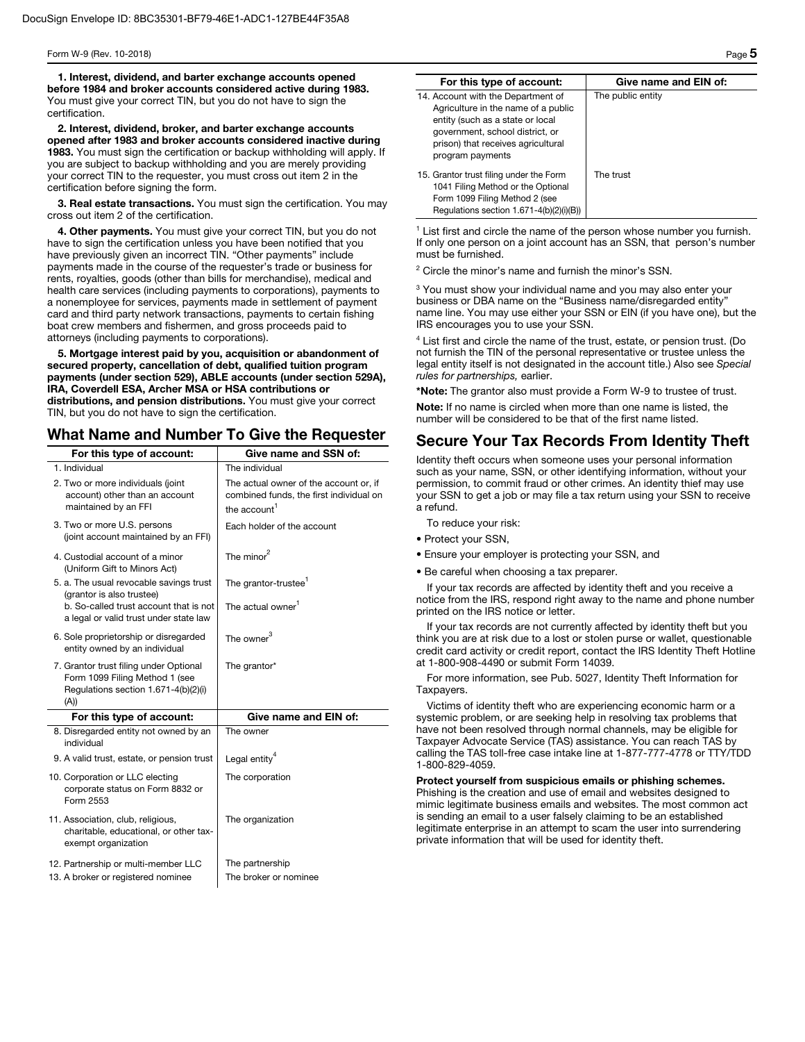**1. Interest, dividend, and barter exchange accounts opened before 1984 and broker accounts considered active during 1983.** You must give your correct TIN, but you do not have to sign the certification.

**2. Interest, dividend, broker, and barter exchange accounts opened after 1983 and broker accounts considered inactive during 1983.** You must sign the certification or backup withholding will apply. If you are subject to backup withholding and you are merely providing your correct TIN to the requester, you must cross out item 2 in the certification before signing the form.

**3. Real estate transactions.** You must sign the certification. You may cross out item 2 of the certification.

**4. Other payments.** You must give your correct TIN, but you do not have to sign the certification unless you have been notified that you have previously given an incorrect TIN. "Other payments" include payments made in the course of the requester's trade or business for rents, royalties, goods (other than bills for merchandise), medical and health care services (including payments to corporations), payments to a nonemployee for services, payments made in settlement of payment card and third party network transactions, payments to certain fishing boat crew members and fishermen, and gross proceeds paid to attorneys (including payments to corporations).

**5. Mortgage interest paid by you, acquisition or abandonment of secured property, cancellation of debt, qualified tuition program payments (under section 529), ABLE accounts (under section 529A), IRA, Coverdell ESA, Archer MSA or HSA contributions or distributions, and pension distributions.** You must give your correct TIN, but you do not have to sign the certification.

## What Name and Number To Give the Requester

| For this type of account: | Give name and SSN of: |
|---|---|
| 1. Individual | The individual |
| 2. Two or more individuals (joint account) other than an account maintained by an FFI | The actual owner of the account or, if combined funds, the first individual on the account[1] |
| 3. Two or more U.S. persons (joint account maintained by an FFI) | Each holder of the account |
| 4. Custodial account of a minor (Uniform Gift to Minors Act) | The minor[2] |
| 5. a. The usual revocable savings trust (grantor is also trustee) | The grantor-trustee[1] |
| b. So-called trust account that is not a legal or valid trust under state law | The actual owner[1] |
| 6. Sole proprietorship or disregarded entity owned by an individual | The owner[3] |
| 7. Grantor trust filing under Optional Form 1099 Filing Method 1 (see Regulations section 1.671-4(b)(2)(i)(A)) | The grantor* |

| For this type of account: | Give name and EIN of: |
|---|---|
| 8. Disregarded entity not owned by an individual | The owner |
| 9. A valid trust, estate, or pension trust | Legal entity[4] |
| 10. Corporation or LLC electing corporate status on Form 8832 or Form 2553 | The corporation |
| 11. Association, club, religious, charitable, educational, or other tax-exempt organization | The organization |
| 12. Partnership or multi-member LLC | The partnership |
| 13. A broker or registered nominee | The broker or nominee |
| 14. Account with the Department of Agriculture in the name of a public entity (such as a state or local government, school district, or prison) that receives agricultural program payments | The public entity |
| 15. Grantor trust filing under the Form 1041 Filing Method or the Optional Form 1099 Filing Method 2 (see Regulations section 1.671-4(b)(2)(i)(B)) | The trust |

[1] List first and circle the name of the person whose number you furnish. If only one person on a joint account has an SSN, that person's number must be furnished.

[2] Circle the minor's name and furnish the minor's SSN.

[3] You must show your individual name and you may also enter your business or DBA name on the "Business name/disregarded entity" name line. You may use either your SSN or EIN (if you have one), but the IRS encourages you to use your SSN.

[4] List first and circle the name of the trust, estate, or pension trust. (Do not furnish the TIN of the personal representative or trustee unless the legal entity itself is not designated in the account title.) Also see *Special rules for partnerships,* earlier.

***Note:** The grantor also must provide a Form W-9 to trustee of trust.

**Note:** If no name is circled when more than one name is listed, the number will be considered to be that of the first name listed.

## Secure Your Tax Records From Identity Theft

Identity theft occurs when someone uses your personal information such as your name, SSN, or other identifying information, without your permission, to commit fraud or other crimes. An identity thief may use your SSN to get a job or may file a tax return using your SSN to receive a refund.

To reduce your risk:

- Protect your SSN,
- Ensure your employer is protecting your SSN, and
- Be careful when choosing a tax preparer.

If your tax records are affected by identity theft and you receive a notice from the IRS, respond right away to the name and phone number printed on the IRS notice or letter.

If your tax records are not currently affected by identity theft but you think you are at risk due to a lost or stolen purse or wallet, questionable credit card activity or credit report, contact the IRS Identity Theft Hotline at 1-800-908-4490 or submit Form 14039.

For more information, see Pub. 5027, Identity Theft Information for Taxpayers.

Victims of identity theft who are experiencing economic harm or a systemic problem, or are seeking help in resolving tax problems that have not been resolved through normal channels, may be eligible for Taxpayer Advocate Service (TAS) assistance. You can reach TAS by calling the TAS toll-free case intake line at 1-877-777-4778 or TTY/TDD 1-800-829-4059.

**Protect yourself from suspicious emails or phishing schemes.** Phishing is the creation and use of email and websites designed to mimic legitimate business emails and websites. The most common act is sending an email to a user falsely claiming to be an established legitimate enterprise in an attempt to scam the user into surrendering private information that will be used for identity theft.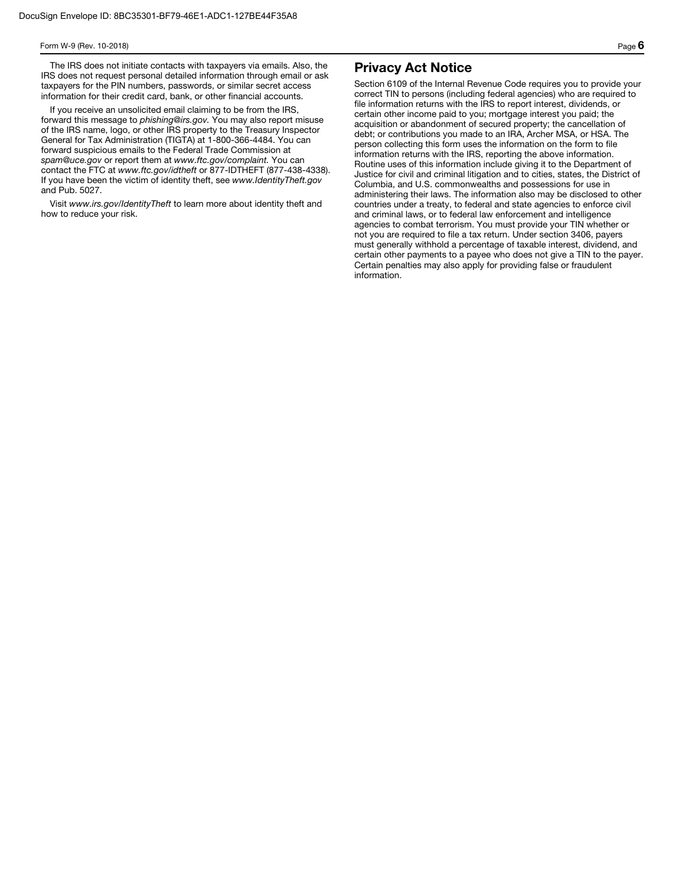The IRS does not initiate contacts with taxpayers via emails. Also, the IRS does not request personal detailed information through email or ask taxpayers for the PIN numbers, passwords, or similar secret access information for their credit card, bank, or other financial accounts.

If you receive an unsolicited email claiming to be from the IRS, forward this message to *phishing@irs.gov*. You may also report misuse of the IRS name, logo, or other IRS property to the Treasury Inspector General for Tax Administration (TIGTA) at 1-800-366-4484. You can forward suspicious emails to the Federal Trade Commission at *spam@uce.gov* or report them at *www.ftc.gov/complaint*. You can contact the FTC at *www.ftc.gov/idtheft* or 877-IDTHEFT (877-438-4338). If you have been the victim of identity theft, see *www.IdentityTheft.gov* and Pub. 5027.

Visit *www.irs.gov/IdentityTheft* to learn more about identity theft and how to reduce your risk.

## Privacy Act Notice

Section 6109 of the Internal Revenue Code requires you to provide your correct TIN to persons (including federal agencies) who are required to file information returns with the IRS to report interest, dividends, or certain other income paid to you; mortgage interest you paid; the acquisition or abandonment of secured property; the cancellation of debt; or contributions you made to an IRA, Archer MSA, or HSA. The person collecting this form uses the information on the form to file information returns with the IRS, reporting the above information. Routine uses of this information include giving it to the Department of Justice for civil and criminal litigation and to cities, states, the District of Columbia, and U.S. commonwealths and possessions for use in administering their laws. The information also may be disclosed to other countries under a treaty, to federal and state agencies to enforce civil and criminal laws, or to federal law enforcement and intelligence agencies to combat terrorism. You must provide your TIN whether or not you are required to file a tax return. Under section 3406, payers must generally withhold a percentage of taxable interest, dividend, and certain other payments to a payee who does not give a TIN to the payer. Certain penalties may also apply for providing false or fraudulent information.